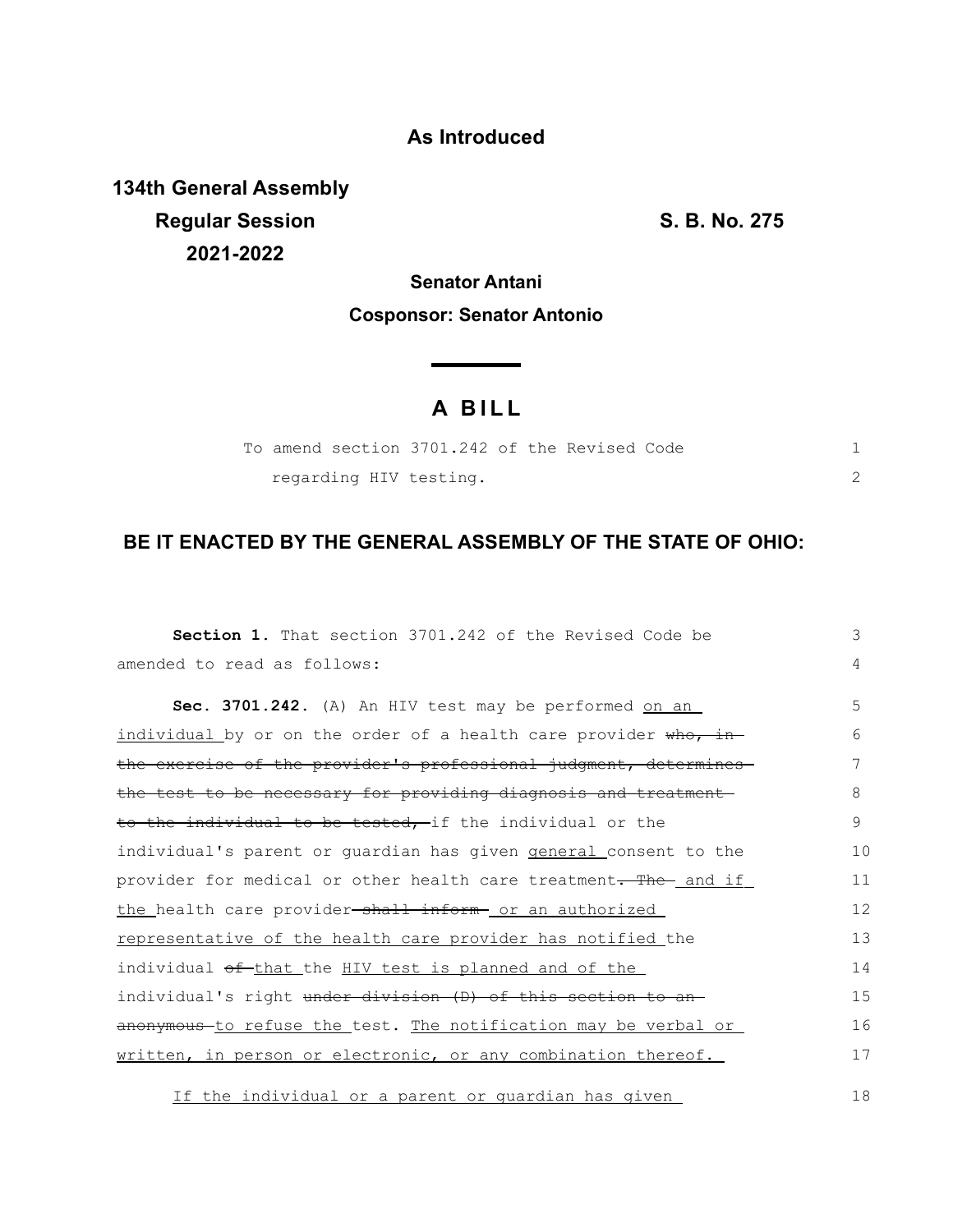**As Introduced**

**134th General Assembly**
**Regular Session**
**2021-2022**

**S. B. No. 275**

**Senator Antani**

**Cosponsor: Senator Antonio**

# A BILL

To amend section 3701.242 of the Revised Code regarding HIV testing.

## BE IT ENACTED BY THE GENERAL ASSEMBLY OF THE STATE OF OHIO:

**Section 1.** That section 3701.242 of the Revised Code be amended to read as follows:

**Sec. 3701.242.** (A) An HIV test may be performed <u>on an individual</u> by or on the order of a health care provider ~~who, in the exercise of the provider's professional judgment, determines the test to be necessary for providing diagnosis and treatment to the individual to be tested,~~ if the individual or the individual's parent or guardian has given <u>general</u> consent to the provider for medical or other health care treatment~~. The~~ <u>and if the</u> health care provider ~~shall inform~~ <u>or an authorized representative of the health care provider has notified</u> the individual ~~of~~ <u>that</u> the <u>HIV test is planned and of the individual's</u> right ~~under division (D) of this section to an anonymous~~ <u>to refuse the</u> test. <u>The notification may be verbal or written, in person or electronic, or any combination thereof.</u>

<u>If the individual or a parent or guardian has given</u>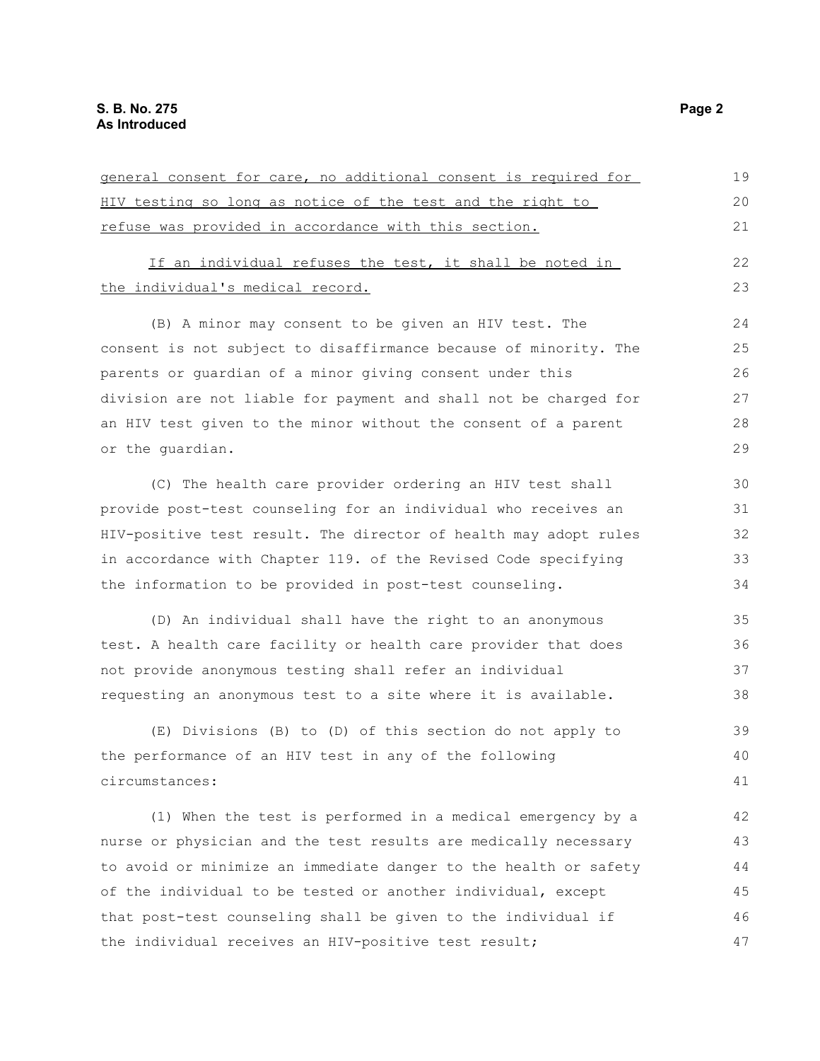general consent for care, no additional consent is required for HIV testing so long as notice of the test and the right to refuse was provided in accordance with this section.

If an individual refuses the test, it shall be noted in the individual's medical record.

(B) A minor may consent to be given an HIV test. The consent is not subject to disaffirmance because of minority. The parents or guardian of a minor giving consent under this division are not liable for payment and shall not be charged for an HIV test given to the minor without the consent of a parent or the guardian.

(C) The health care provider ordering an HIV test shall provide post-test counseling for an individual who receives an HIV-positive test result. The director of health may adopt rules in accordance with Chapter 119. of the Revised Code specifying the information to be provided in post-test counseling.

(D) An individual shall have the right to an anonymous test. A health care facility or health care provider that does not provide anonymous testing shall refer an individual requesting an anonymous test to a site where it is available.

(E) Divisions (B) to (D) of this section do not apply to the performance of an HIV test in any of the following circumstances:

(1) When the test is performed in a medical emergency by a nurse or physician and the test results are medically necessary to avoid or minimize an immediate danger to the health or safety of the individual to be tested or another individual, except that post-test counseling shall be given to the individual if the individual receives an HIV-positive test result;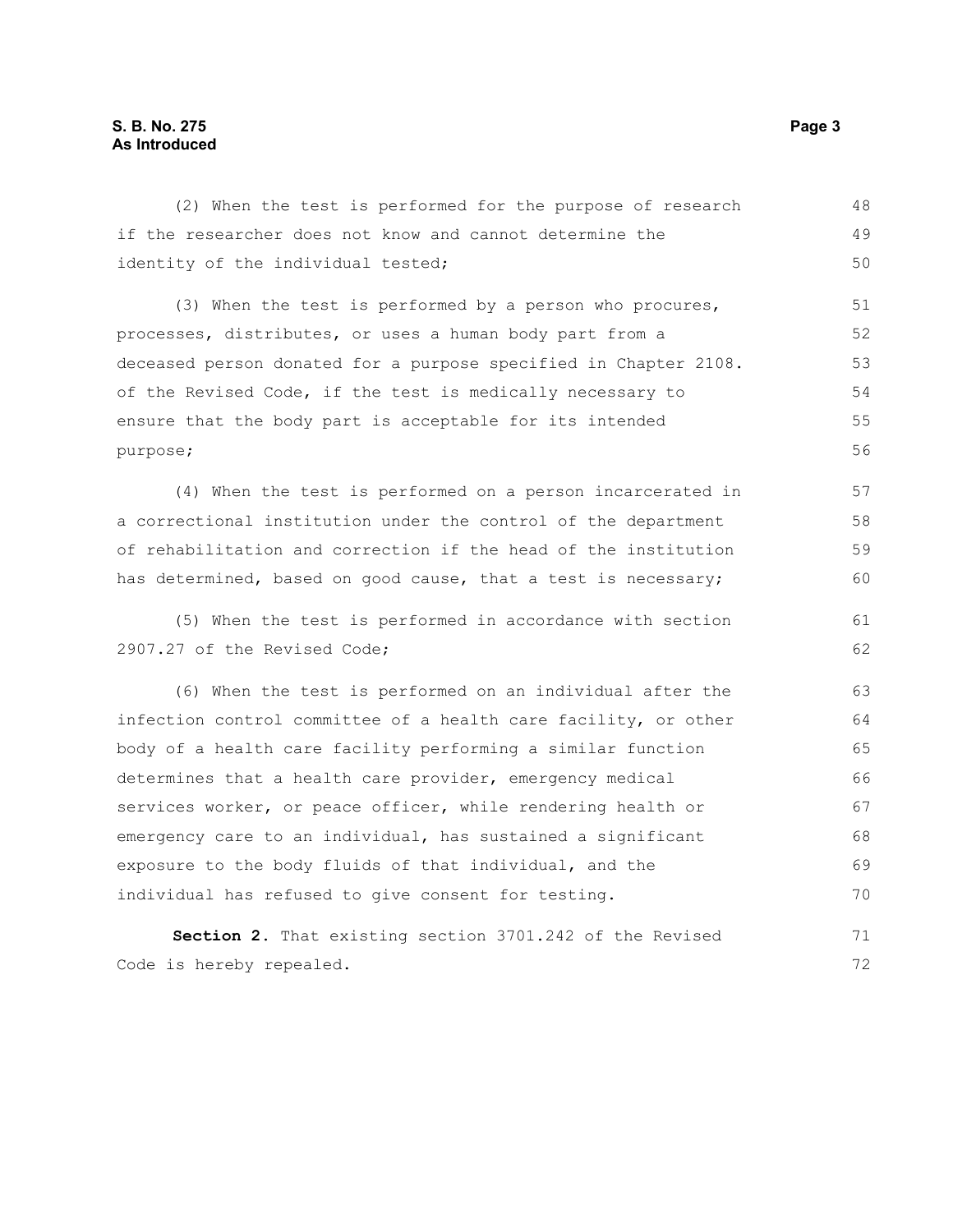(2) When the test is performed for the purpose of research if the researcher does not know and cannot determine the identity of the individual tested;

(3) When the test is performed by a person who procures, processes, distributes, or uses a human body part from a deceased person donated for a purpose specified in Chapter 2108. of the Revised Code, if the test is medically necessary to ensure that the body part is acceptable for its intended purpose;

(4) When the test is performed on a person incarcerated in a correctional institution under the control of the department of rehabilitation and correction if the head of the institution has determined, based on good cause, that a test is necessary;

(5) When the test is performed in accordance with section 2907.27 of the Revised Code;

(6) When the test is performed on an individual after the infection control committee of a health care facility, or other body of a health care facility performing a similar function determines that a health care provider, emergency medical services worker, or peace officer, while rendering health or emergency care to an individual, has sustained a significant exposure to the body fluids of that individual, and the individual has refused to give consent for testing.

**Section 2.** That existing section 3701.242 of the Revised Code is hereby repealed.